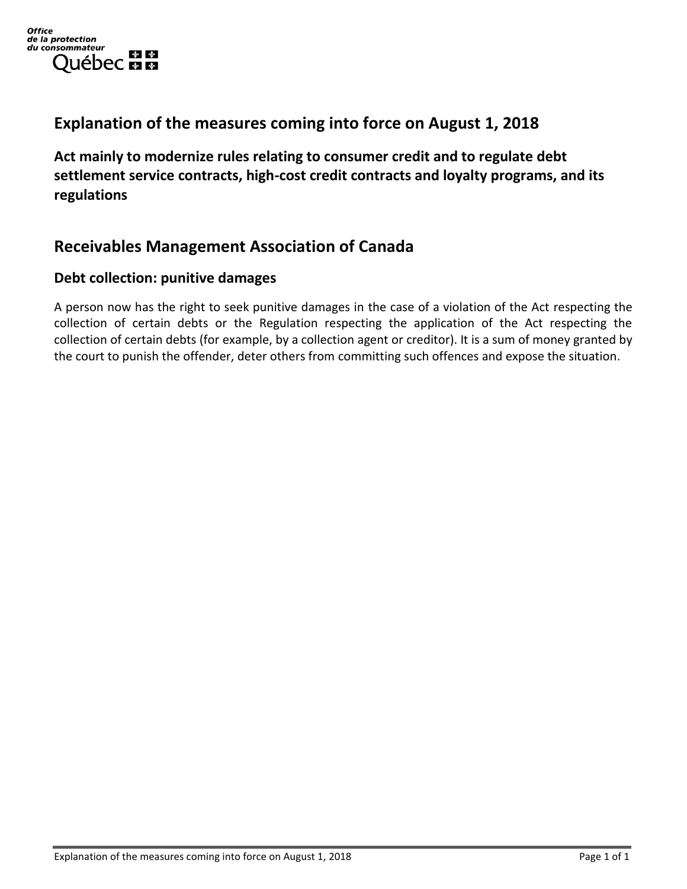Office
de la protection
du consommateur
Québec

# Explanation of the measures coming into force on August 1, 2018

### Act mainly to modernize rules relating to consumer credit and to regulate debt settlement service contracts, high-cost credit contracts and loyalty programs, and its regulations

## Receivables Management Association of Canada

### Debt collection: punitive damages

A person now has the right to seek punitive damages in the case of a violation of the Act respecting the collection of certain debts or the Regulation respecting the application of the Act respecting the collection of certain debts (for example, by a collection agent or creditor). It is a sum of money granted by the court to punish the offender, deter others from committing such offences and expose the situation.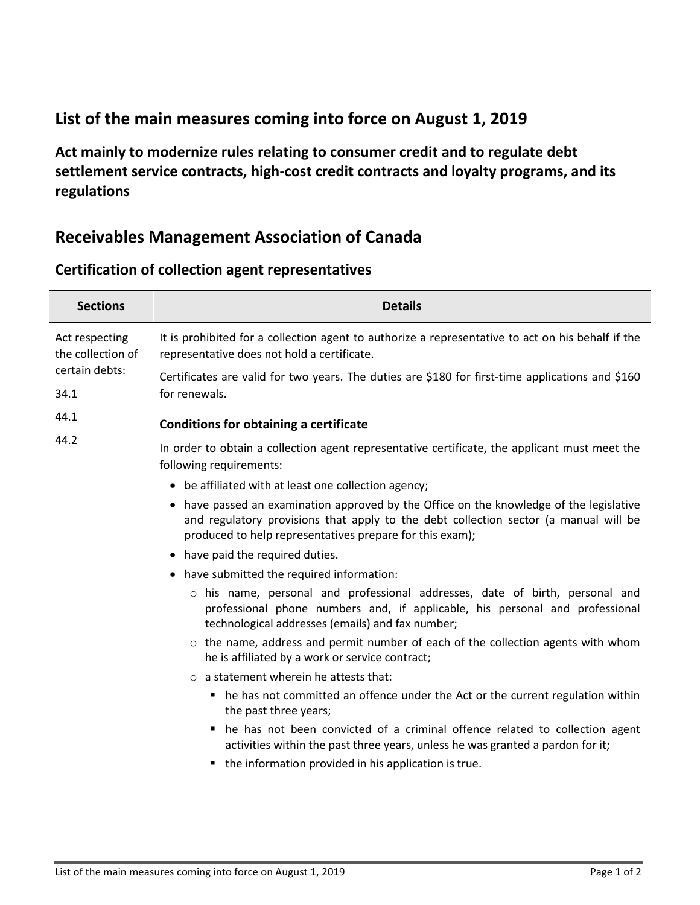## List of the main measures coming into force on August 1, 2019

### Act mainly to modernize rules relating to consumer credit and to regulate debt settlement service contracts, high-cost credit contracts and loyalty programs, and its regulations

## Receivables Management Association of Canada

### Certification of collection agent representatives

| Sections | Details |
|---|---|
| Act respecting the collection of certain debts:<br><br>34.1<br><br>44.1<br><br>44.2 | It is prohibited for a collection agent to authorize a representative to act on his behalf if the representative does not hold a certificate.<br><br>Certificates are valid for two years. The duties are $180 for first-time applications and $160 for renewals.<br><br>**Conditions for obtaining a certificate**<br><br>In order to obtain a collection agent representative certificate, the applicant must meet the following requirements:<br><br>• be affiliated with at least one collection agency;<br>• have passed an examination approved by the Office on the knowledge of the legislative and regulatory provisions that apply to the debt collection sector (a manual will be produced to help representatives prepare for this exam);<br>• have paid the required duties.<br>• have submitted the required information:<br>  ○ his name, personal and professional addresses, date of birth, personal and professional phone numbers and, if applicable, his personal and professional technological addresses (emails) and fax number;<br>  ○ the name, address and permit number of each of the collection agents with whom he is affiliated by a work or service contract;<br>  ○ a statement wherein he attests that:<br>    ▪ he has not committed an offence under the Act or the current regulation within the past three years;<br>    ▪ he has not been convicted of a criminal offence related to collection agent activities within the past three years, unless he was granted a pardon for it;<br>    ▪ the information provided in his application is true. |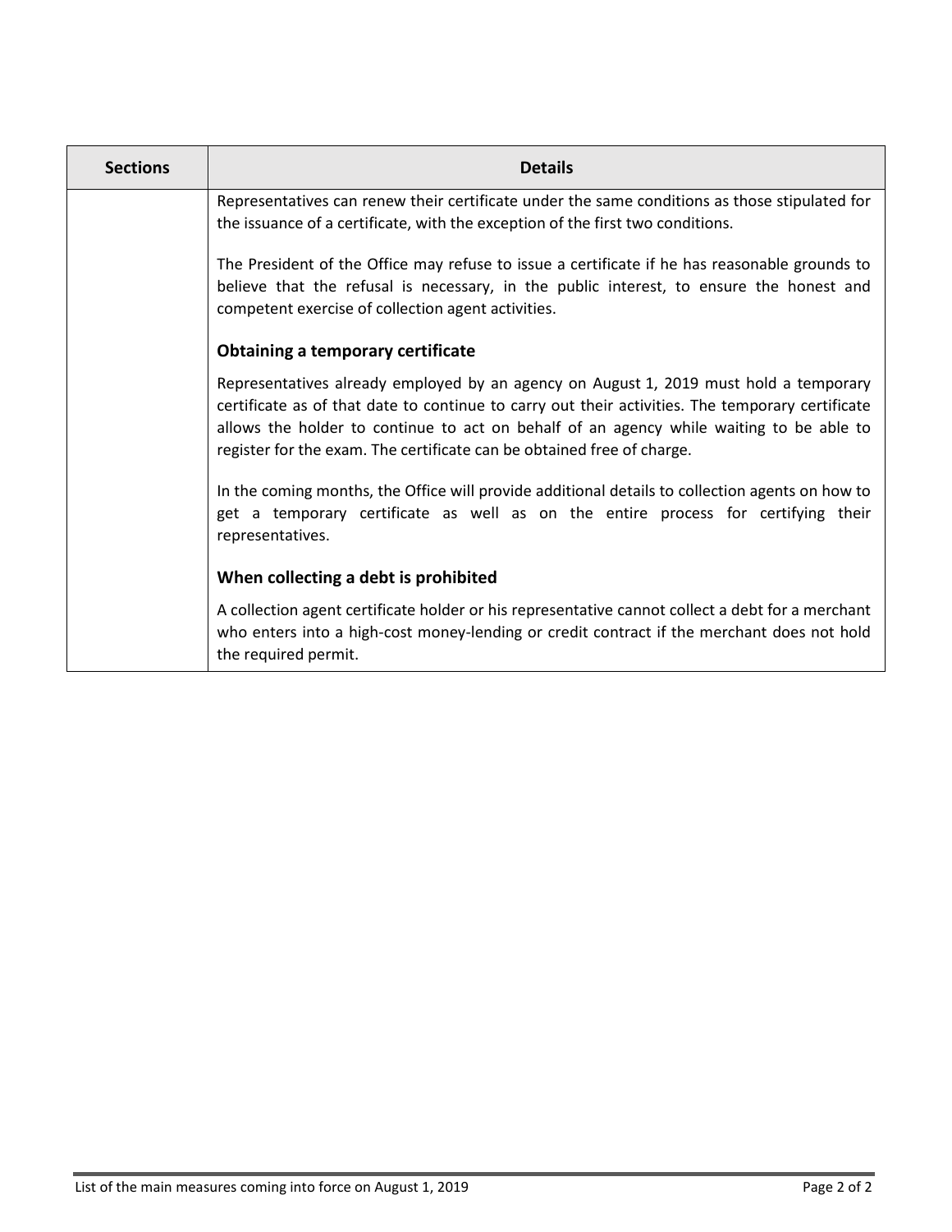| Sections | Details |
|---|---|
| | Representatives can renew their certificate under the same conditions as those stipulated for the issuance of a certificate, with the exception of the first two conditions.<br><br>The President of the Office may refuse to issue a certificate if he has reasonable grounds to believe that the refusal is necessary, in the public interest, to ensure the honest and competent exercise of collection agent activities.<br><br>**Obtaining a temporary certificate**<br><br>Representatives already employed by an agency on August 1, 2019 must hold a temporary certificate as of that date to continue to carry out their activities. The temporary certificate allows the holder to continue to act on behalf of an agency while waiting to be able to register for the exam. The certificate can be obtained free of charge.<br><br>In the coming months, the Office will provide additional details to collection agents on how to get a temporary certificate as well as on the entire process for certifying their representatives.<br><br>**When collecting a debt is prohibited**<br><br>A collection agent certificate holder or his representative cannot collect a debt for a merchant who enters into a high-cost money-lending or credit contract if the merchant does not hold the required permit. |